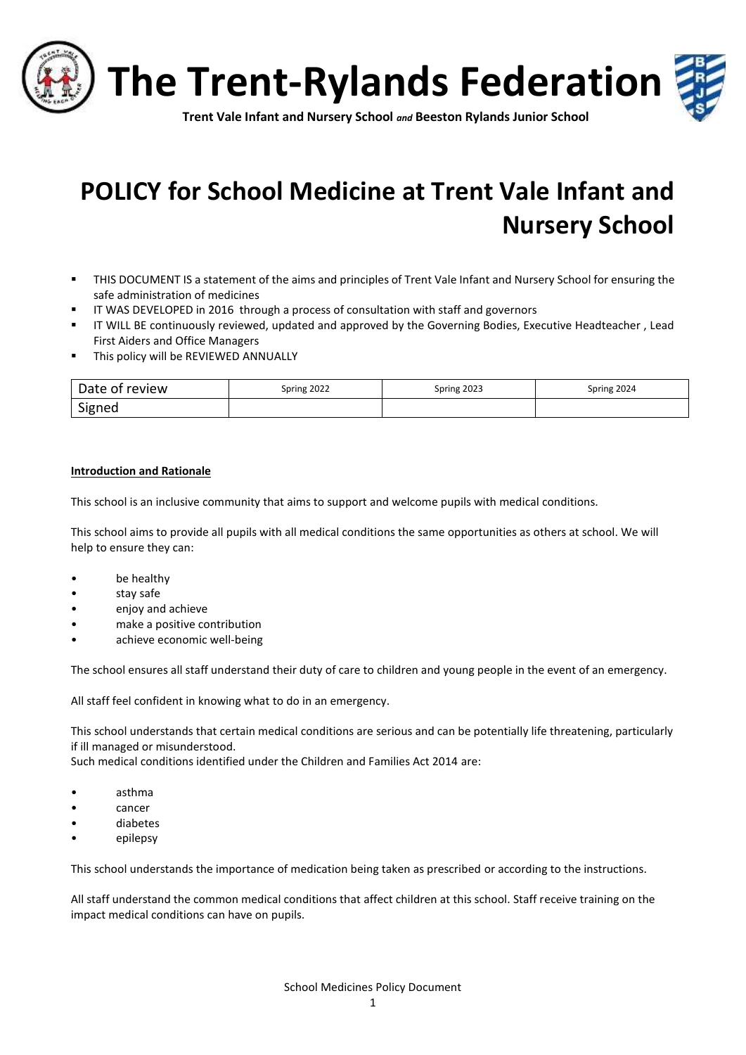# The Trent-Rylands Federation

**Trent Vale Infant and Nursery School** *and* **Beeston Rylands Junior School**

# POLICY for School Medicine at Trent Vale Infant and Nursery School

- THIS DOCUMENT IS a statement of the aims and principles of Trent Vale Infant and Nursery School for ensuring the safe administration of medicines
- IT WAS DEVELOPED in 2016 through a process of consultation with staff and governors
- IT WILL BE continuously reviewed, updated and approved by the Governing Bodies, Executive Headteacher , Lead First Aiders and Office Managers
- This policy will be REVIEWED ANNUALLY

| Date of review | Spring 2022 | Spring 2023 | Spring 2024 |
|---|---|---|---|
| Signed | | | |

**Introduction and Rationale**

This school is an inclusive community that aims to support and welcome pupils with medical conditions.

This school aims to provide all pupils with all medical conditions the same opportunities as others at school. We will help to ensure they can:

- be healthy
- stay safe
- enjoy and achieve
- make a positive contribution
- achieve economic well-being

The school ensures all staff understand their duty of care to children and young people in the event of an emergency.

All staff feel confident in knowing what to do in an emergency.

This school understands that certain medical conditions are serious and can be potentially life threatening, particularly if ill managed or misunderstood.
Such medical conditions identified under the Children and Families Act 2014 are:

- asthma
- cancer
- diabetes
- epilepsy

This school understands the importance of medication being taken as prescribed or according to the instructions.

All staff understand the common medical conditions that affect children at this school. Staff receive training on the impact medical conditions can have on pupils.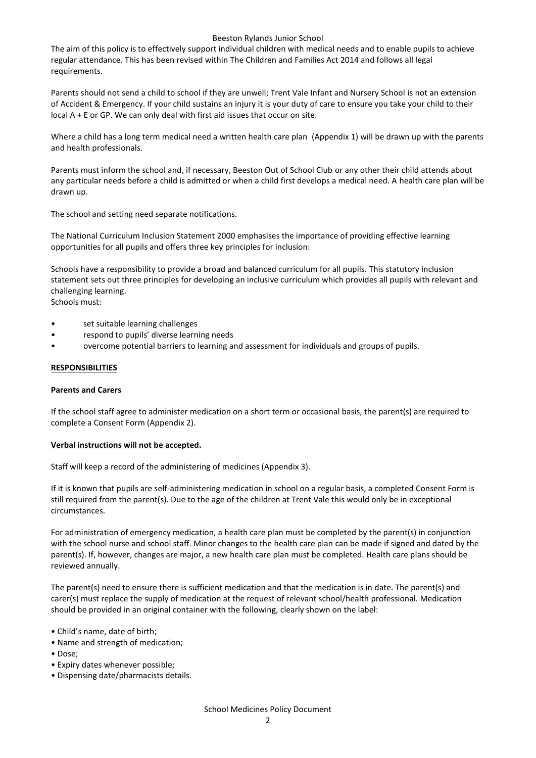The aim of this policy is to effectively support individual children with medical needs and to enable pupils to achieve regular attendance. This has been revised within The Children and Families Act 2014 and follows all legal requirements.

Parents should not send a child to school if they are unwell; Trent Vale Infant and Nursery School is not an extension of Accident & Emergency. If your child sustains an injury it is your duty of care to ensure you take your child to their local A + E or GP. We can only deal with first aid issues that occur on site.

Where a child has a long term medical need a written health care plan (Appendix 1) will be drawn up with the parents and health professionals.

Parents must inform the school and, if necessary, Beeston Out of School Club or any other their child attends about any particular needs before a child is admitted or when a child first develops a medical need. A health care plan will be drawn up.

The school and setting need separate notifications.

The National Curriculum Inclusion Statement 2000 emphasises the importance of providing effective learning opportunities for all pupils and offers three key principles for inclusion:

Schools have a responsibility to provide a broad and balanced curriculum for all pupils. This statutory inclusion statement sets out three principles for developing an inclusive curriculum which provides all pupils with relevant and challenging learning.
Schools must:

- set suitable learning challenges
- respond to pupils' diverse learning needs
- overcome potential barriers to learning and assessment for individuals and groups of pupils.

## RESPONSIBILITIES

### Parents and Carers

If the school staff agree to administer medication on a short term or occasional basis, the parent(s) are required to complete a Consent Form (Appendix 2).

**Verbal instructions will not be accepted.**

Staff will keep a record of the administering of medicines (Appendix 3).

If it is known that pupils are self-administering medication in school on a regular basis, a completed Consent Form is still required from the parent(s). Due to the age of the children at Trent Vale this would only be in exceptional circumstances.

For administration of emergency medication, a health care plan must be completed by the parent(s) in conjunction with the school nurse and school staff. Minor changes to the health care plan can be made if signed and dated by the parent(s). If, however, changes are major, a new health care plan must be completed. Health care plans should be reviewed annually.

The parent(s) need to ensure there is sufficient medication and that the medication is in date. The parent(s) and carer(s) must replace the supply of medication at the request of relevant school/health professional. Medication should be provided in an original container with the following, clearly shown on the label:

- Child's name, date of birth;
- Name and strength of medication;
- Dose;
- Expiry dates whenever possible;
- Dispensing date/pharmacists details.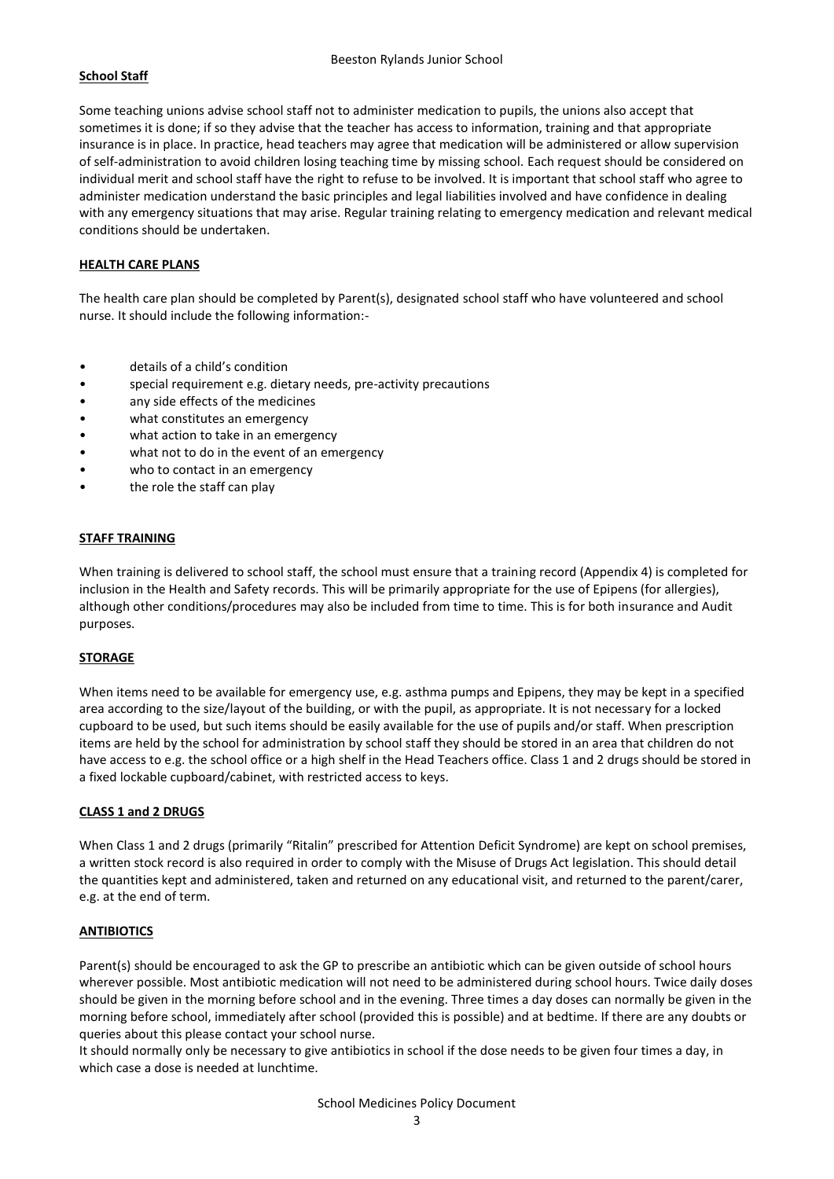**School Staff**

Some teaching unions advise school staff not to administer medication to pupils, the unions also accept that sometimes it is done; if so they advise that the teacher has access to information, training and that appropriate insurance is in place. In practice, head teachers may agree that medication will be administered or allow supervision of self-administration to avoid children losing teaching time by missing school. Each request should be considered on individual merit and school staff have the right to refuse to be involved. It is important that school staff who agree to administer medication understand the basic principles and legal liabilities involved and have confidence in dealing with any emergency situations that may arise. Regular training relating to emergency medication and relevant medical conditions should be undertaken.

## HEALTH CARE PLANS

The health care plan should be completed by Parent(s), designated school staff who have volunteered and school nurse. It should include the following information:-

- details of a child's condition
- special requirement e.g. dietary needs, pre-activity precautions
- any side effects of the medicines
- what constitutes an emergency
- what action to take in an emergency
- what not to do in the event of an emergency
- who to contact in an emergency
- the role the staff can play

## STAFF TRAINING

When training is delivered to school staff, the school must ensure that a training record (Appendix 4) is completed for inclusion in the Health and Safety records. This will be primarily appropriate for the use of Epipens (for allergies), although other conditions/procedures may also be included from time to time. This is for both insurance and Audit purposes.

## STORAGE

When items need to be available for emergency use, e.g. asthma pumps and Epipens, they may be kept in a specified area according to the size/layout of the building, or with the pupil, as appropriate. It is not necessary for a locked cupboard to be used, but such items should be easily available for the use of pupils and/or staff. When prescription items are held by the school for administration by school staff they should be stored in an area that children do not have access to e.g. the school office or a high shelf in the Head Teachers office. Class 1 and 2 drugs should be stored in a fixed lockable cupboard/cabinet, with restricted access to keys.

## CLASS 1 and 2 DRUGS

When Class 1 and 2 drugs (primarily "Ritalin" prescribed for Attention Deficit Syndrome) are kept on school premises, a written stock record is also required in order to comply with the Misuse of Drugs Act legislation. This should detail the quantities kept and administered, taken and returned on any educational visit, and returned to the parent/carer, e.g. at the end of term.

## ANTIBIOTICS

Parent(s) should be encouraged to ask the GP to prescribe an antibiotic which can be given outside of school hours wherever possible. Most antibiotic medication will not need to be administered during school hours. Twice daily doses should be given in the morning before school and in the evening. Three times a day doses can normally be given in the morning before school, immediately after school (provided this is possible) and at bedtime. If there are any doubts or queries about this please contact your school nurse.

It should normally only be necessary to give antibiotics in school if the dose needs to be given four times a day, in which case a dose is needed at lunchtime.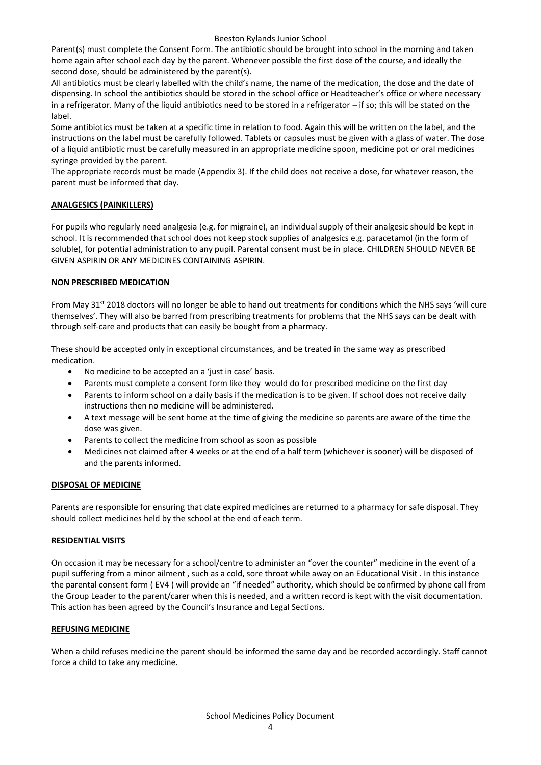Parent(s) must complete the Consent Form. The antibiotic should be brought into school in the morning and taken home again after school each day by the parent. Whenever possible the first dose of the course, and ideally the second dose, should be administered by the parent(s).

All antibiotics must be clearly labelled with the child's name, the name of the medication, the dose and the date of dispensing. In school the antibiotics should be stored in the school office or Headteacher's office or where necessary in a refrigerator. Many of the liquid antibiotics need to be stored in a refrigerator – if so; this will be stated on the label.

Some antibiotics must be taken at a specific time in relation to food. Again this will be written on the label, and the instructions on the label must be carefully followed. Tablets or capsules must be given with a glass of water. The dose of a liquid antibiotic must be carefully measured in an appropriate medicine spoon, medicine pot or oral medicines syringe provided by the parent.

The appropriate records must be made (Appendix 3). If the child does not receive a dose, for whatever reason, the parent must be informed that day.

## ANALGESICS (PAINKILLERS)

For pupils who regularly need analgesia (e.g. for migraine), an individual supply of their analgesic should be kept in school. It is recommended that school does not keep stock supplies of analgesics e.g. paracetamol (in the form of soluble), for potential administration to any pupil. Parental consent must be in place. CHILDREN SHOULD NEVER BE GIVEN ASPIRIN OR ANY MEDICINES CONTAINING ASPIRIN.

## NON PRESCRIBED MEDICATION

From May 31st 2018 doctors will no longer be able to hand out treatments for conditions which the NHS says 'will cure themselves'. They will also be barred from prescribing treatments for problems that the NHS says can be dealt with through self-care and products that can easily be bought from a pharmacy.

These should be accepted only in exceptional circumstances, and be treated in the same way as prescribed medication.

- No medicine to be accepted an a 'just in case' basis.
- Parents must complete a consent form like they would do for prescribed medicine on the first day
- Parents to inform school on a daily basis if the medication is to be given. If school does not receive daily instructions then no medicine will be administered.
- A text message will be sent home at the time of giving the medicine so parents are aware of the time the dose was given.
- Parents to collect the medicine from school as soon as possible
- Medicines not claimed after 4 weeks or at the end of a half term (whichever is sooner) will be disposed of and the parents informed.

## DISPOSAL OF MEDICINE

Parents are responsible for ensuring that date expired medicines are returned to a pharmacy for safe disposal. They should collect medicines held by the school at the end of each term.

## RESIDENTIAL VISITS

On occasion it may be necessary for a school/centre to administer an "over the counter" medicine in the event of a pupil suffering from a minor ailment , such as a cold, sore throat while away on an Educational Visit . In this instance the parental consent form ( EV4 ) will provide an "if needed" authority, which should be confirmed by phone call from the Group Leader to the parent/carer when this is needed, and a written record is kept with the visit documentation. This action has been agreed by the Council's Insurance and Legal Sections.

## REFUSING MEDICINE

When a child refuses medicine the parent should be informed the same day and be recorded accordingly. Staff cannot force a child to take any medicine.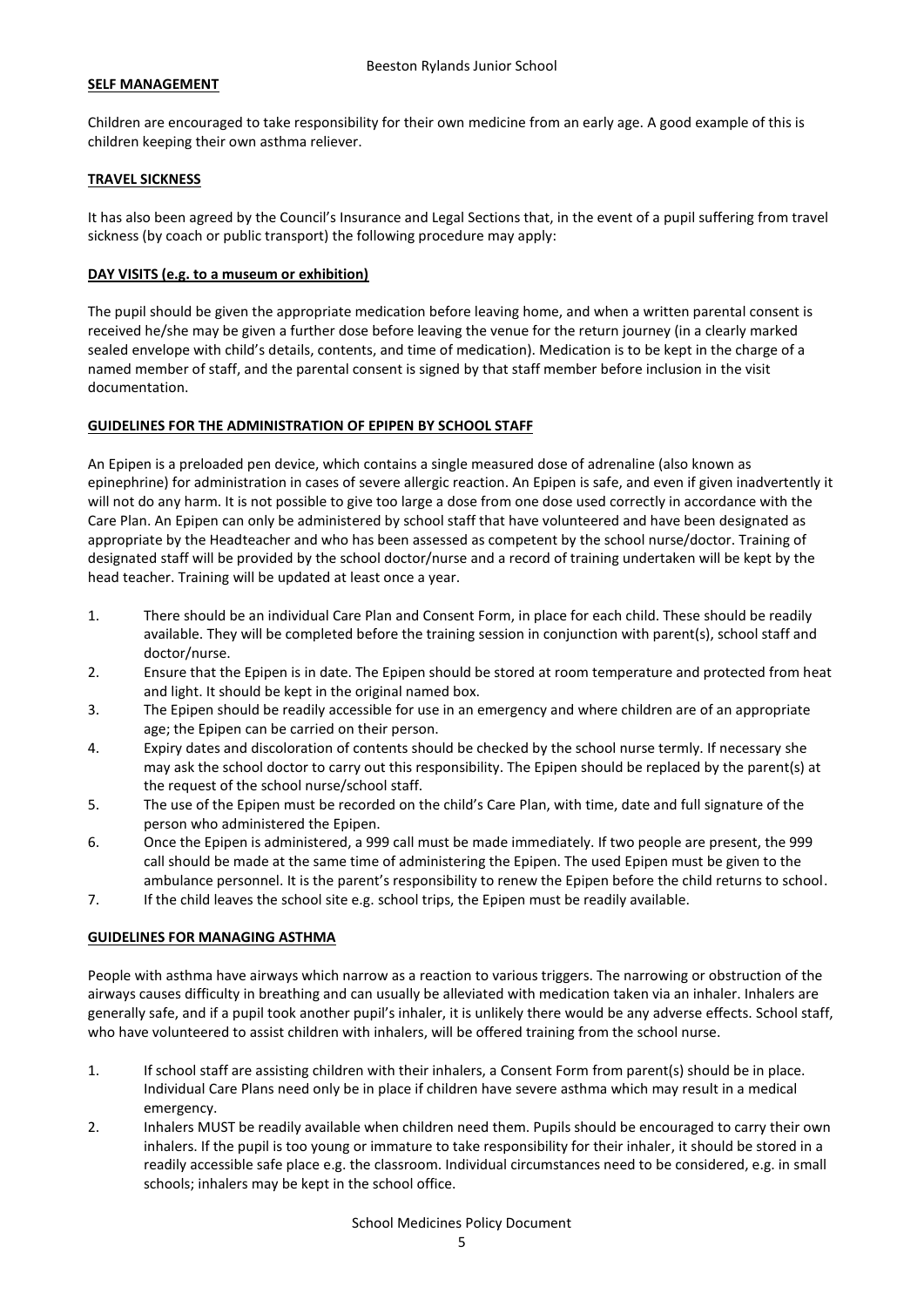## SELF MANAGEMENT

Children are encouraged to take responsibility for their own medicine from an early age. A good example of this is children keeping their own asthma reliever.

## TRAVEL SICKNESS

It has also been agreed by the Council's Insurance and Legal Sections that, in the event of a pupil suffering from travel sickness (by coach or public transport) the following procedure may apply:

## DAY VISITS (e.g. to a museum or exhibition)

The pupil should be given the appropriate medication before leaving home, and when a written parental consent is received he/she may be given a further dose before leaving the venue for the return journey (in a clearly marked sealed envelope with child's details, contents, and time of medication). Medication is to be kept in the charge of a named member of staff, and the parental consent is signed by that staff member before inclusion in the visit documentation.

## GUIDELINES FOR THE ADMINISTRATION OF EPIPEN BY SCHOOL STAFF

An Epipen is a preloaded pen device, which contains a single measured dose of adrenaline (also known as epinephrine) for administration in cases of severe allergic reaction. An Epipen is safe, and even if given inadvertently it will not do any harm. It is not possible to give too large a dose from one dose used correctly in accordance with the Care Plan. An Epipen can only be administered by school staff that have volunteered and have been designated as appropriate by the Headteacher and who has been assessed as competent by the school nurse/doctor. Training of designated staff will be provided by the school doctor/nurse and a record of training undertaken will be kept by the head teacher. Training will be updated at least once a year.

1. There should be an individual Care Plan and Consent Form, in place for each child. These should be readily available. They will be completed before the training session in conjunction with parent(s), school staff and doctor/nurse.
2. Ensure that the Epipen is in date. The Epipen should be stored at room temperature and protected from heat and light. It should be kept in the original named box.
3. The Epipen should be readily accessible for use in an emergency and where children are of an appropriate age; the Epipen can be carried on their person.
4. Expiry dates and discoloration of contents should be checked by the school nurse termly. If necessary she may ask the school doctor to carry out this responsibility. The Epipen should be replaced by the parent(s) at the request of the school nurse/school staff.
5. The use of the Epipen must be recorded on the child's Care Plan, with time, date and full signature of the person who administered the Epipen.
6. Once the Epipen is administered, a 999 call must be made immediately. If two people are present, the 999 call should be made at the same time of administering the Epipen. The used Epipen must be given to the ambulance personnel. It is the parent's responsibility to renew the Epipen before the child returns to school.
7. If the child leaves the school site e.g. school trips, the Epipen must be readily available.

## GUIDELINES FOR MANAGING ASTHMA

People with asthma have airways which narrow as a reaction to various triggers. The narrowing or obstruction of the airways causes difficulty in breathing and can usually be alleviated with medication taken via an inhaler. Inhalers are generally safe, and if a pupil took another pupil's inhaler, it is unlikely there would be any adverse effects. School staff, who have volunteered to assist children with inhalers, will be offered training from the school nurse.

1. If school staff are assisting children with their inhalers, a Consent Form from parent(s) should be in place. Individual Care Plans need only be in place if children have severe asthma which may result in a medical emergency.
2. Inhalers MUST be readily available when children need them. Pupils should be encouraged to carry their own inhalers. If the pupil is too young or immature to take responsibility for their inhaler, it should be stored in a readily accessible safe place e.g. the classroom. Individual circumstances need to be considered, e.g. in small schools; inhalers may be kept in the school office.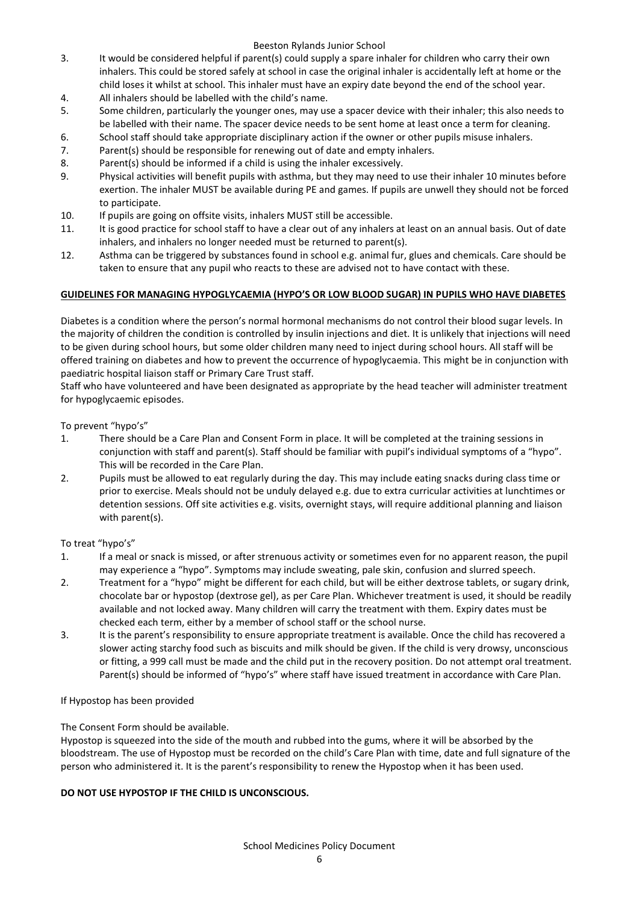3. It would be considered helpful if parent(s) could supply a spare inhaler for children who carry their own inhalers. This could be stored safely at school in case the original inhaler is accidentally left at home or the child loses it whilst at school. This inhaler must have an expiry date beyond the end of the school year.
4. All inhalers should be labelled with the child's name.
5. Some children, particularly the younger ones, may use a spacer device with their inhaler; this also needs to be labelled with their name. The spacer device needs to be sent home at least once a term for cleaning.
6. School staff should take appropriate disciplinary action if the owner or other pupils misuse inhalers.
7. Parent(s) should be responsible for renewing out of date and empty inhalers.
8. Parent(s) should be informed if a child is using the inhaler excessively.
9. Physical activities will benefit pupils with asthma, but they may need to use their inhaler 10 minutes before exertion. The inhaler MUST be available during PE and games. If pupils are unwell they should not be forced to participate.
10. If pupils are going on offsite visits, inhalers MUST still be accessible.
11. It is good practice for school staff to have a clear out of any inhalers at least on an annual basis. Out of date inhalers, and inhalers no longer needed must be returned to parent(s).
12. Asthma can be triggered by substances found in school e.g. animal fur, glues and chemicals. Care should be taken to ensure that any pupil who reacts to these are advised not to have contact with these.

## GUIDELINES FOR MANAGING HYPOGLYCAEMIA (HYPO'S OR LOW BLOOD SUGAR) IN PUPILS WHO HAVE DIABETES

Diabetes is a condition where the person's normal hormonal mechanisms do not control their blood sugar levels. In the majority of children the condition is controlled by insulin injections and diet. It is unlikely that injections will need to be given during school hours, but some older children many need to inject during school hours. All staff will be offered training on diabetes and how to prevent the occurrence of hypoglycaemia. This might be in conjunction with paediatric hospital liaison staff or Primary Care Trust staff.
Staff who have volunteered and have been designated as appropriate by the head teacher will administer treatment for hypoglycaemic episodes.

To prevent "hypo's"

1. There should be a Care Plan and Consent Form in place. It will be completed at the training sessions in conjunction with staff and parent(s). Staff should be familiar with pupil's individual symptoms of a "hypo". This will be recorded in the Care Plan.
2. Pupils must be allowed to eat regularly during the day. This may include eating snacks during class time or prior to exercise. Meals should not be unduly delayed e.g. due to extra curricular activities at lunchtimes or detention sessions. Off site activities e.g. visits, overnight stays, will require additional planning and liaison with parent(s).

To treat "hypo's"

1. If a meal or snack is missed, or after strenuous activity or sometimes even for no apparent reason, the pupil may experience a "hypo". Symptoms may include sweating, pale skin, confusion and slurred speech.
2. Treatment for a "hypo" might be different for each child, but will be either dextrose tablets, or sugary drink, chocolate bar or hypostop (dextrose gel), as per Care Plan. Whichever treatment is used, it should be readily available and not locked away. Many children will carry the treatment with them. Expiry dates must be checked each term, either by a member of school staff or the school nurse.
3. It is the parent's responsibility to ensure appropriate treatment is available. Once the child has recovered a slower acting starchy food such as biscuits and milk should be given. If the child is very drowsy, unconscious or fitting, a 999 call must be made and the child put in the recovery position. Do not attempt oral treatment. Parent(s) should be informed of "hypo's" where staff have issued treatment in accordance with Care Plan.

If Hypostop has been provided

The Consent Form should be available.
Hypostop is squeezed into the side of the mouth and rubbed into the gums, where it will be absorbed by the bloodstream. The use of Hypostop must be recorded on the child's Care Plan with time, date and full signature of the person who administered it. It is the parent's responsibility to renew the Hypostop when it has been used.

**DO NOT USE HYPOSTOP IF THE CHILD IS UNCONSCIOUS.**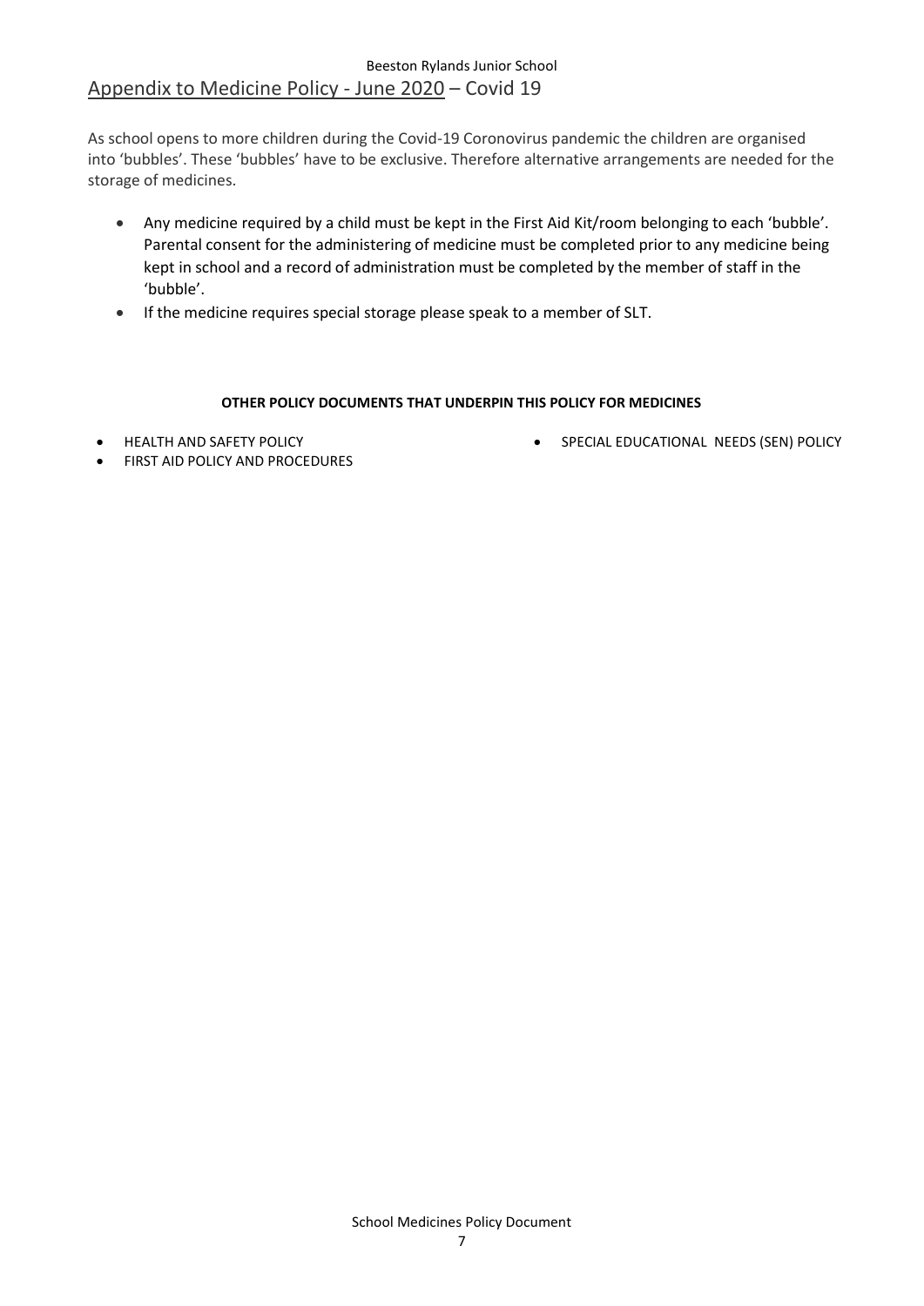Beeston Rylands Junior School

## Appendix to Medicine Policy - June 2020 – Covid 19

As school opens to more children during the Covid-19 Coronovirus pandemic the children are organised into 'bubbles'. These 'bubbles' have to be exclusive. Therefore alternative arrangements are needed for the storage of medicines.

- Any medicine required by a child must be kept in the First Aid Kit/room belonging to each 'bubble'. Parental consent for the administering of medicine must be completed prior to any medicine being kept in school and a record of administration must be completed by the member of staff in the 'bubble'.
- If the medicine requires special storage please speak to a member of SLT.

**OTHER POLICY DOCUMENTS THAT UNDERPIN THIS POLICY FOR MEDICINES**

- HEALTH AND SAFETY POLICY
- FIRST AID POLICY AND PROCEDURES
- SPECIAL EDUCATIONAL NEEDS (SEN) POLICY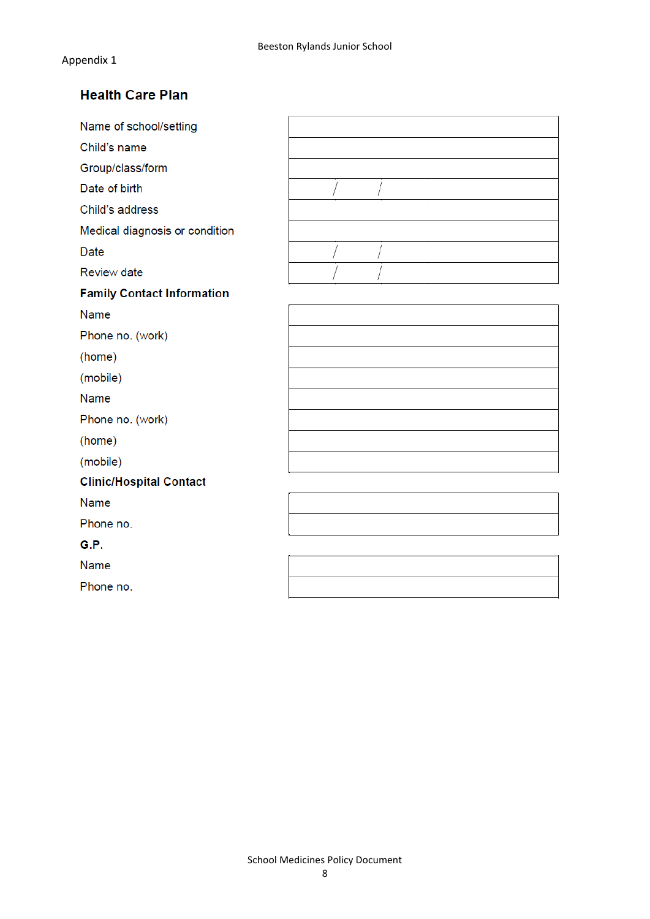Appendix 1

## Health Care Plan

| | |
|---|---|
| Name of school/setting | |
| Child's name | |
| Group/class/form | |
| Date of birth | / / |
| Child's address | |
| Medical diagnosis or condition | |
| Date | / / |
| Review date | / / |

**Family Contact Information**

| | |
|---|---|
| Name | |
| Phone no. (work) | |
| (home) | |
| (mobile) | |
| Name | |
| Phone no. (work) | |
| (home) | |
| (mobile) | |

**Clinic/Hospital Contact**

| | |
|---|---|
| Name | |
| Phone no. | |

**G.P.**

| | |
|---|---|
| Name | |
| Phone no. | |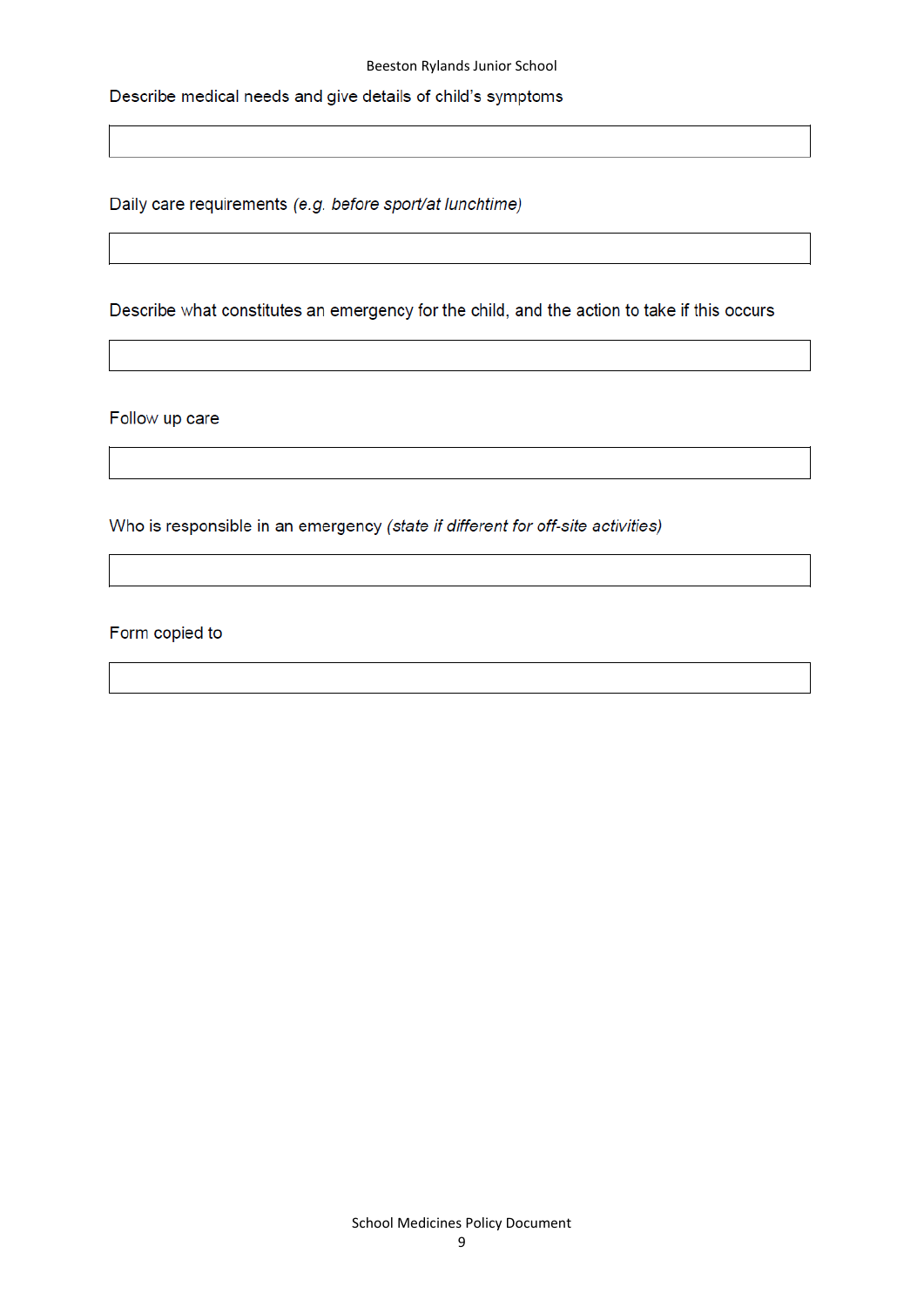Describe medical needs and give details of child's symptoms

| |
|---|
| |

Daily care requirements *(e.g. before sport/at lunchtime)*

| |
|---|
| |

Describe what constitutes an emergency for the child, and the action to take if this occurs

| |
|---|
| |

Follow up care

| |
|---|
| |

Who is responsible in an emergency *(state if different for off-site activities)*

| |
|---|
| |

Form copied to

| |
|---|
| |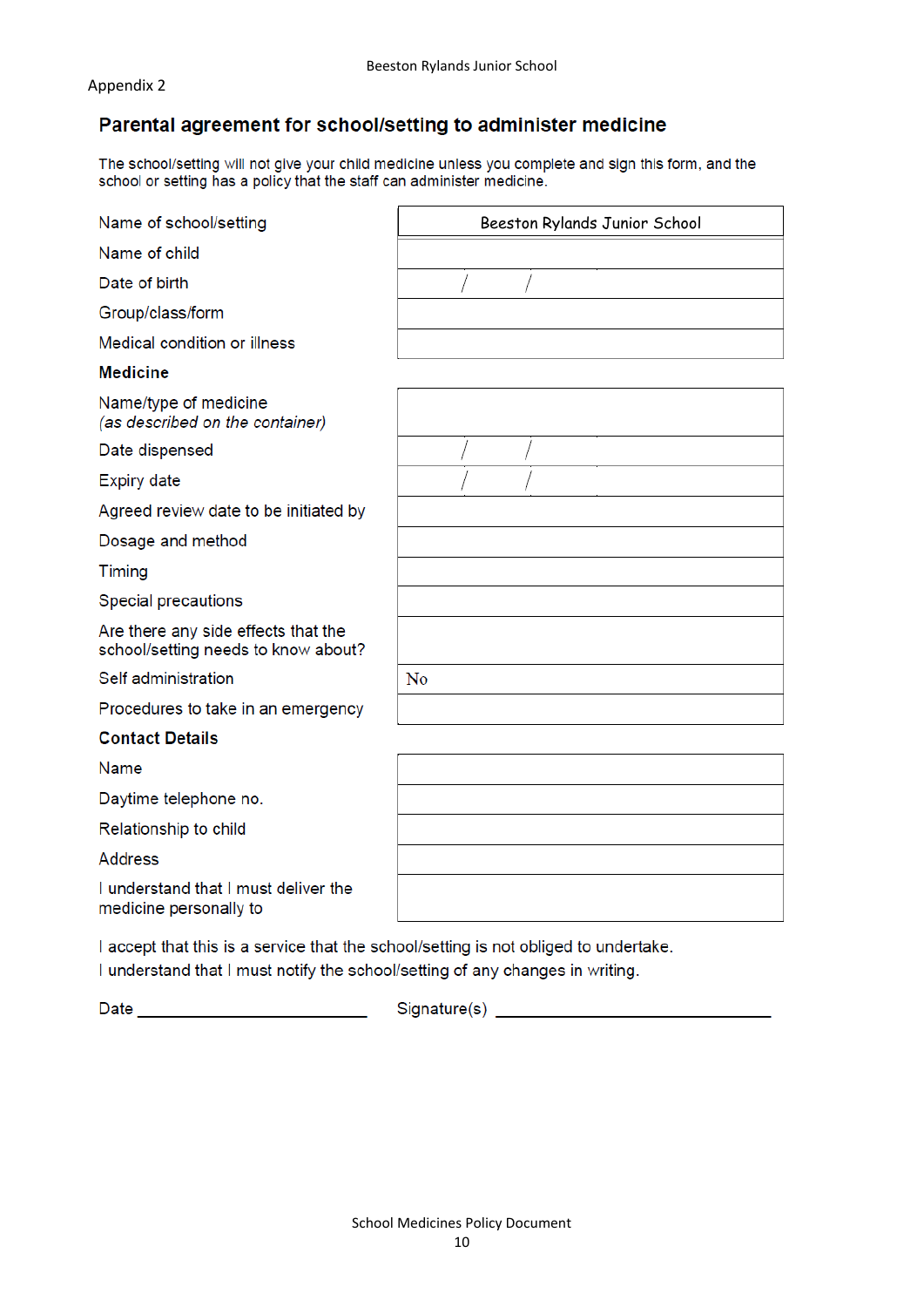Appendix 2

## Parental agreement for school/setting to administer medicine

The school/setting will not give your child medicine unless you complete and sign this form, and the school or setting has a policy that the staff can administer medicine.

| | |
|---|---|
| Name of school/setting | Beeston Rylands Junior School |
| Name of child | |
| Date of birth | / / |
| Group/class/form | |
| Medical condition or illness | |

**Medicine**

| | |
|---|---|
| Name/type of medicine *(as described on the container)* | |
| Date dispensed | / / |
| Expiry date | / / |
| Agreed review date to be initiated by | |
| Dosage and method | |
| Timing | |
| Special precautions | |
| Are there any side effects that the school/setting needs to know about? | |
| Self administration | No |
| Procedures to take in an emergency | |

**Contact Details**

| | |
|---|---|
| Name | |
| Daytime telephone no. | |
| Relationship to child | |
| Address | |
| I understand that I must deliver the medicine personally to | |

I accept that this is a service that the school/setting is not obliged to undertake.
I understand that I must notify the school/setting of any changes in writing.

Date ________________________ Signature(s) ____________________________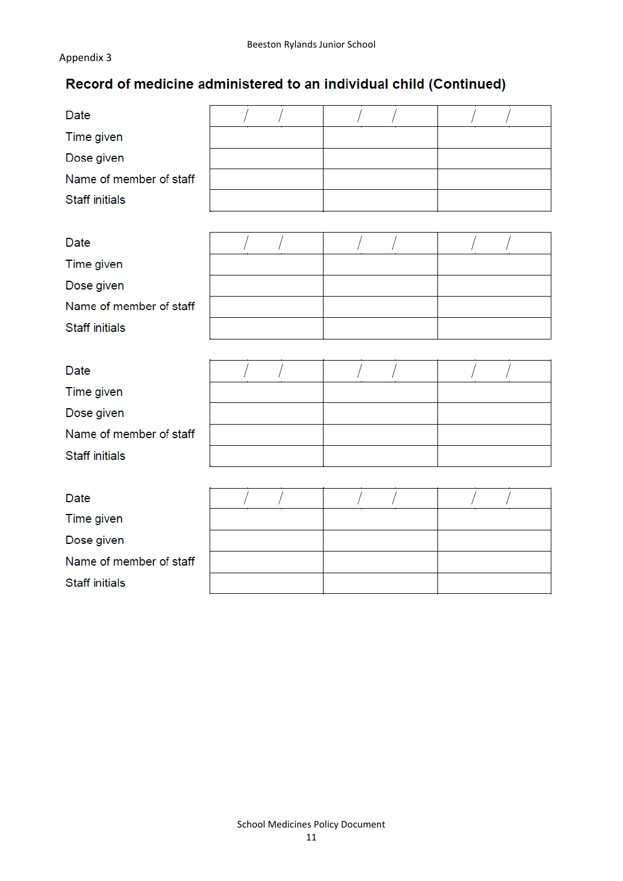Appendix 3

## Record of medicine administered to an individual child (Continued)

| | | | |
|---|---|---|---|
| Date | / / | / / | / / |
| Time given | | | |
| Dose given | | | |
| Name of member of staff | | | |
| Staff initials | | | |

| | | | |
|---|---|---|---|
| Date | / / | / / | / / |
| Time given | | | |
| Dose given | | | |
| Name of member of staff | | | |
| Staff initials | | | |

| | | | |
|---|---|---|---|
| Date | / / | / / | / / |
| Time given | | | |
| Dose given | | | |
| Name of member of staff | | | |
| Staff initials | | | |

| | | | |
|---|---|---|---|
| Date | / / | / / | / / |
| Time given | | | |
| Dose given | | | |
| Name of member of staff | | | |
| Staff initials | | | |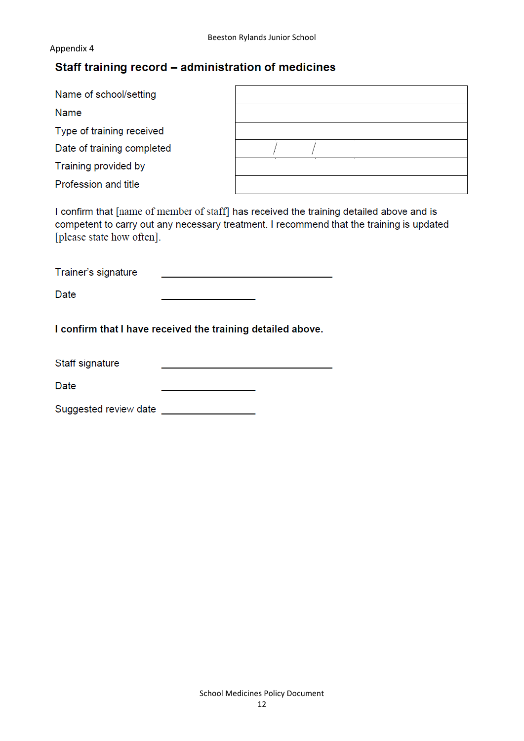Appendix 4

## Staff training record – administration of medicines

| | |
|---|---|
| Name of school/setting | |
| Name | |
| Type of training received | |
| Date of training completed | / / |
| Training provided by | |
| Profession and title | |

I confirm that [name of member of staff] has received the training detailed above and is competent to carry out any necessary treatment. I recommend that the training is updated [please state how often].

Trainer's signature ______________________________

Date ________________

**I confirm that I have received the training detailed above.**

Staff signature ______________________________

Date ________________

Suggested review date ________________